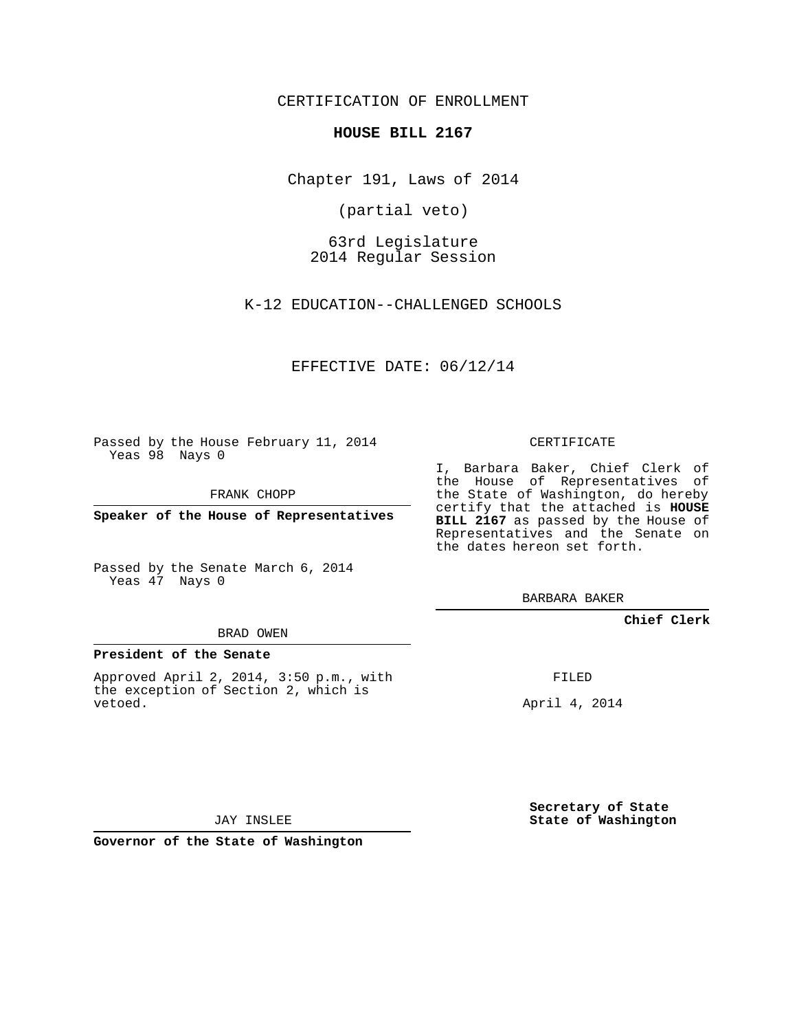CERTIFICATION OF ENROLLMENT

**HOUSE BILL 2167**

Chapter 191, Laws of 2014

(partial veto)

63rd Legislature
2014 Regular Session

K-12 EDUCATION--CHALLENGED SCHOOLS

EFFECTIVE DATE: 06/12/14

Passed by the House February 11, 2014
Yeas 98 Nays 0

FRANK CHOPP

**Speaker of the House of Representatives**

Passed by the Senate March 6, 2014
Yeas 47 Nays 0

BRAD OWEN

**President of the Senate**

Approved April 2, 2014, 3:50 p.m., with the exception of Section 2, which is vetoed.

JAY INSLEE

**Governor of the State of Washington**

CERTIFICATE

I, Barbara Baker, Chief Clerk of the House of Representatives of the State of Washington, do hereby certify that the attached is **HOUSE BILL 2167** as passed by the House of Representatives and the Senate on the dates hereon set forth.

BARBARA BAKER

**Chief Clerk**

FILED

April 4, 2014

**Secretary of State**
**State of Washington**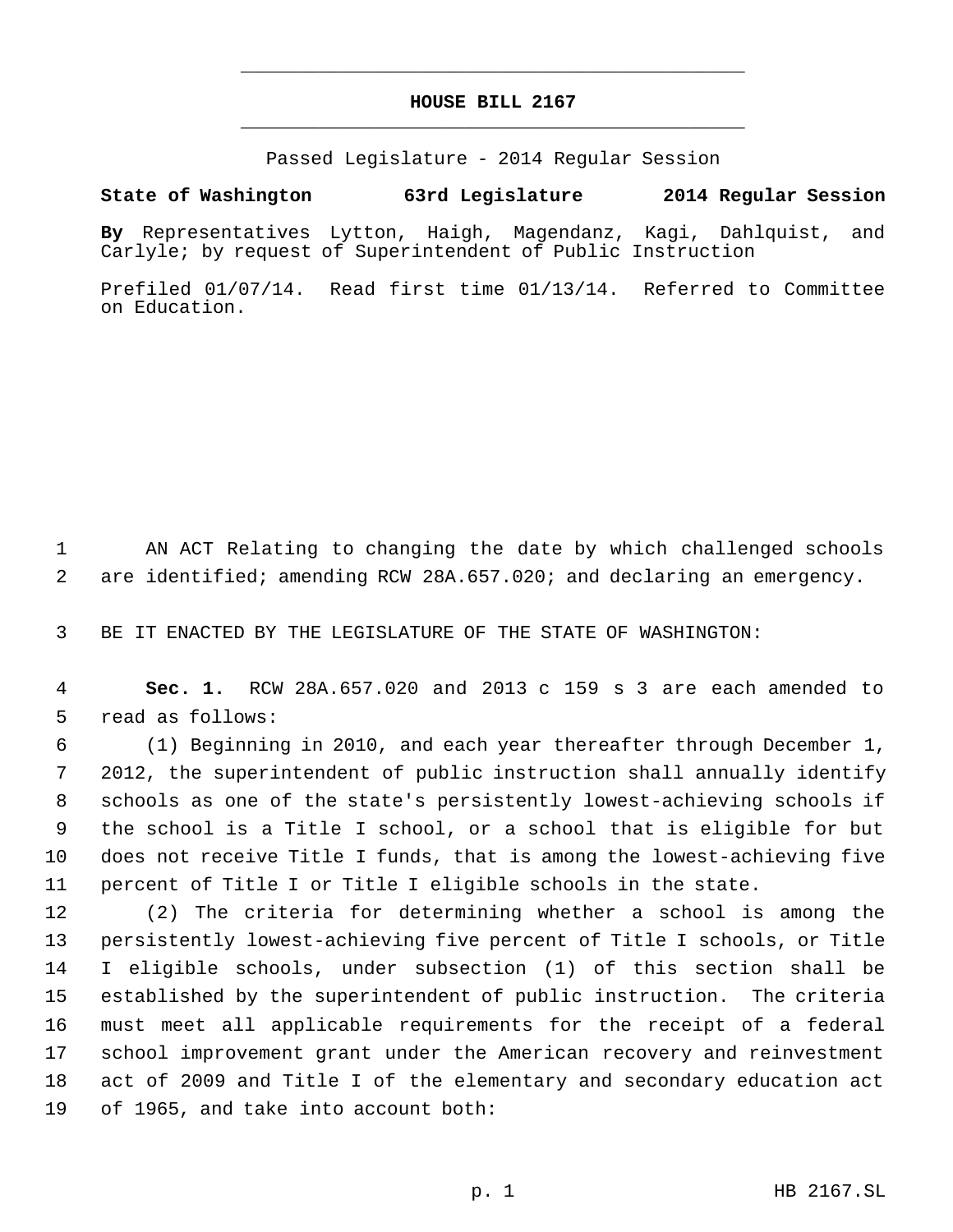# HOUSE BILL 2167

Passed Legislature - 2014 Regular Session

**State of Washington 63rd Legislature 2014 Regular Session**

**By** Representatives Lytton, Haigh, Magendanz, Kagi, Dahlquist, and Carlyle; by request of Superintendent of Public Instruction

Prefiled 01/07/14. Read first time 01/13/14. Referred to Committee on Education.

AN ACT Relating to changing the date by which challenged schools are identified; amending RCW 28A.657.020; and declaring an emergency.

BE IT ENACTED BY THE LEGISLATURE OF THE STATE OF WASHINGTON:

**Sec. 1.** RCW 28A.657.020 and 2013 c 159 s 3 are each amended to read as follows:

(1) Beginning in 2010, and each year thereafter through December 1, 2012, the superintendent of public instruction shall annually identify schools as one of the state's persistently lowest-achieving schools if the school is a Title I school, or a school that is eligible for but does not receive Title I funds, that is among the lowest-achieving five percent of Title I or Title I eligible schools in the state.

(2) The criteria for determining whether a school is among the persistently lowest-achieving five percent of Title I schools, or Title I eligible schools, under subsection (1) of this section shall be established by the superintendent of public instruction. The criteria must meet all applicable requirements for the receipt of a federal school improvement grant under the American recovery and reinvestment act of 2009 and Title I of the elementary and secondary education act of 1965, and take into account both: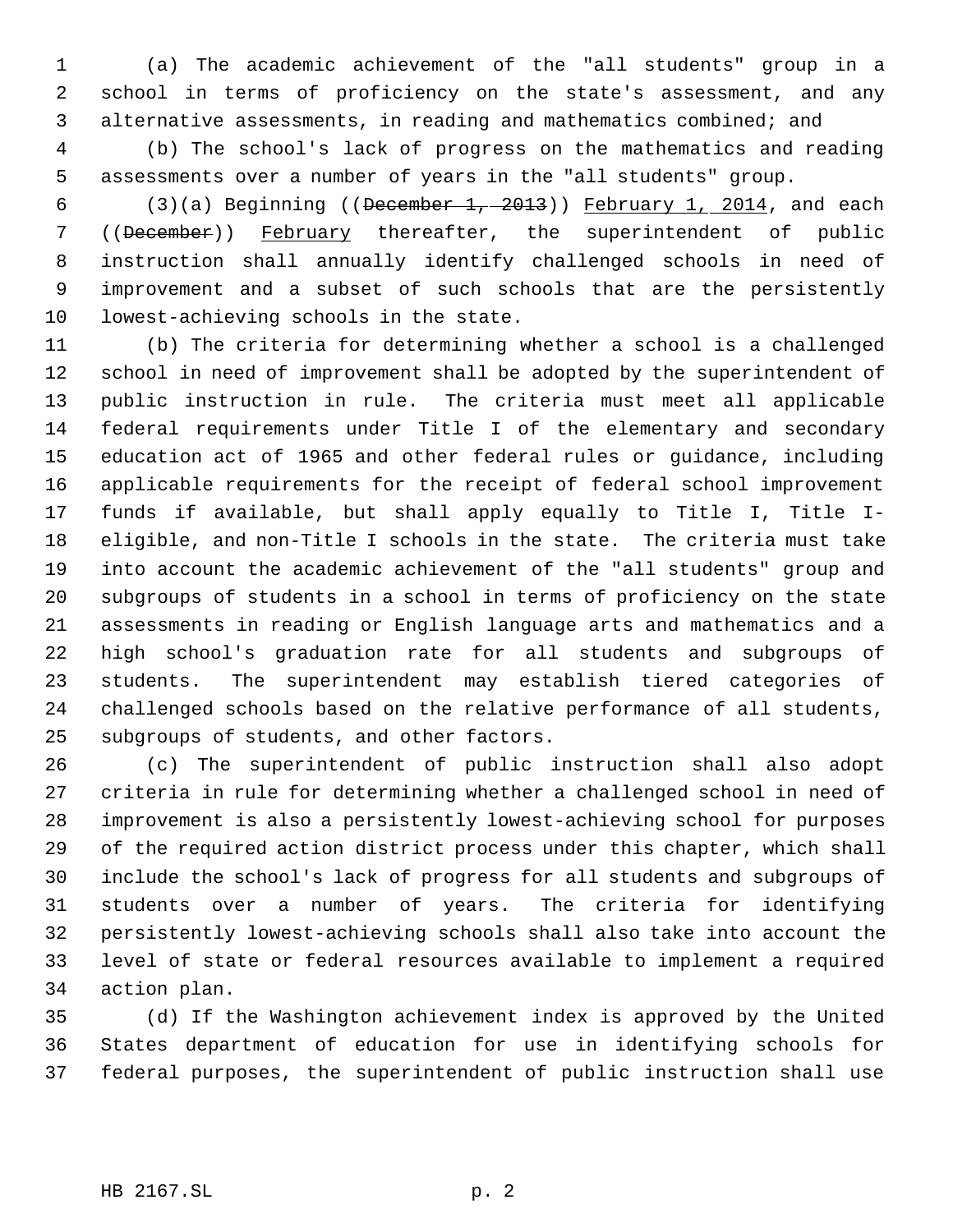(a) The academic achievement of the "all students" group in a school in terms of proficiency on the state's assessment, and any alternative assessments, in reading and mathematics combined; and

(b) The school's lack of progress on the mathematics and reading assessments over a number of years in the "all students" group.

(3)(a) Beginning ((~~December 1, 2013~~)) February 1, 2014, and each ((~~December~~)) February thereafter, the superintendent of public instruction shall annually identify challenged schools in need of improvement and a subset of such schools that are the persistently lowest-achieving schools in the state.

(b) The criteria for determining whether a school is a challenged school in need of improvement shall be adopted by the superintendent of public instruction in rule. The criteria must meet all applicable federal requirements under Title I of the elementary and secondary education act of 1965 and other federal rules or guidance, including applicable requirements for the receipt of federal school improvement funds if available, but shall apply equally to Title I, Title I-eligible, and non-Title I schools in the state. The criteria must take into account the academic achievement of the "all students" group and subgroups of students in a school in terms of proficiency on the state assessments in reading or English language arts and mathematics and a high school's graduation rate for all students and subgroups of students. The superintendent may establish tiered categories of challenged schools based on the relative performance of all students, subgroups of students, and other factors.

(c) The superintendent of public instruction shall also adopt criteria in rule for determining whether a challenged school in need of improvement is also a persistently lowest-achieving school for purposes of the required action district process under this chapter, which shall include the school's lack of progress for all students and subgroups of students over a number of years. The criteria for identifying persistently lowest-achieving schools shall also take into account the level of state or federal resources available to implement a required action plan.

(d) If the Washington achievement index is approved by the United States department of education for use in identifying schools for federal purposes, the superintendent of public instruction shall use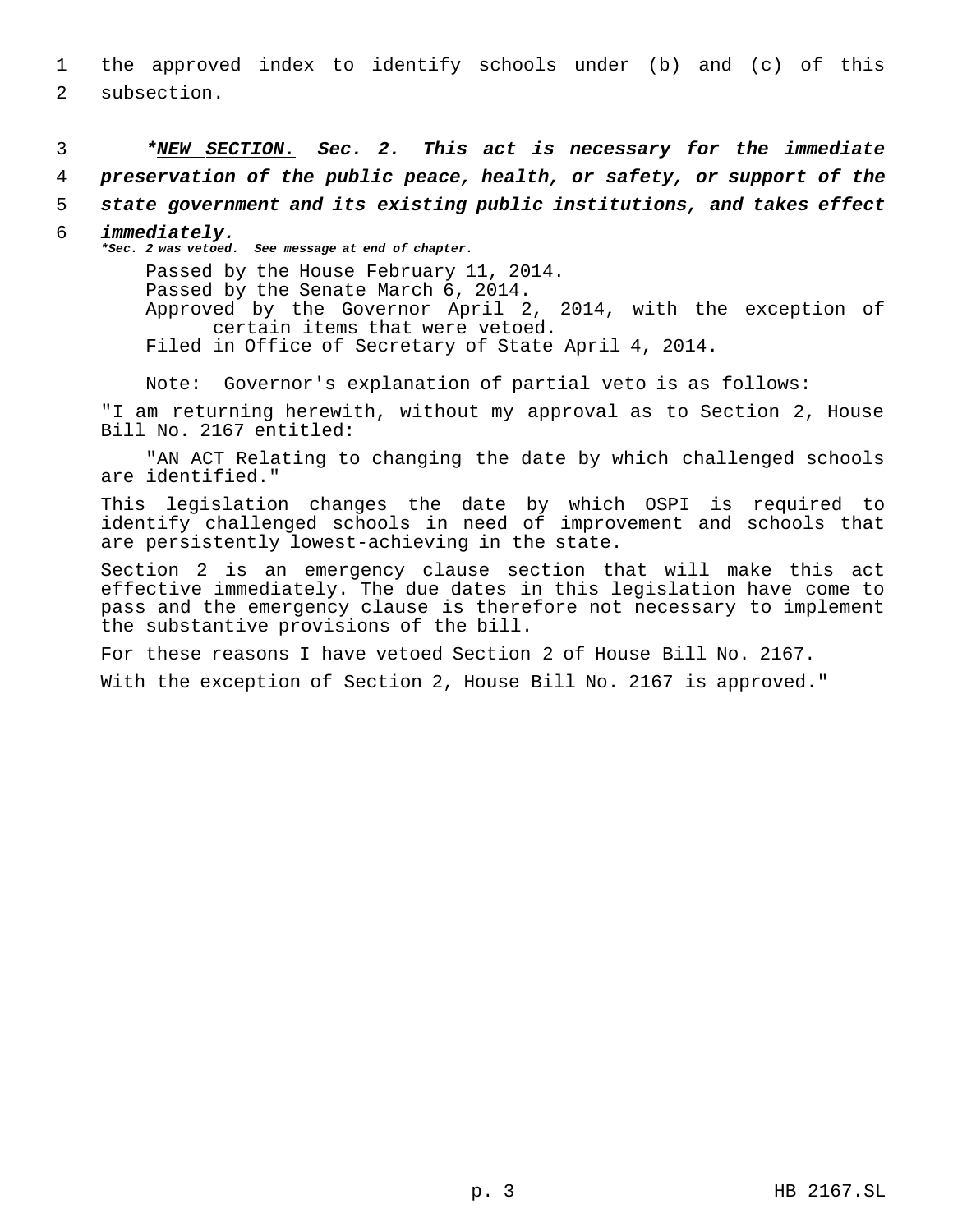the approved index to identify schools under (b) and (c) of this subsection.

***NEW SECTION. Sec. 2. This act is necessary for the immediate preservation of the public peace, health, or safety, or support of the state government and its existing public institutions, and takes effect immediately.***

***\*Sec. 2 was vetoed. See message at end of chapter.***

Passed by the House February 11, 2014.
Passed by the Senate March 6, 2014.
Approved by the Governor April 2, 2014, with the exception of certain items that were vetoed.
Filed in Office of Secretary of State April 4, 2014.

Note: Governor's explanation of partial veto is as follows:

"I am returning herewith, without my approval as to Section 2, House Bill No. 2167 entitled:

"AN ACT Relating to changing the date by which challenged schools are identified."

This legislation changes the date by which OSPI is required to identify challenged schools in need of improvement and schools that are persistently lowest-achieving in the state.

Section 2 is an emergency clause section that will make this act effective immediately. The due dates in this legislation have come to pass and the emergency clause is therefore not necessary to implement the substantive provisions of the bill.

For these reasons I have vetoed Section 2 of House Bill No. 2167.

With the exception of Section 2, House Bill No. 2167 is approved."